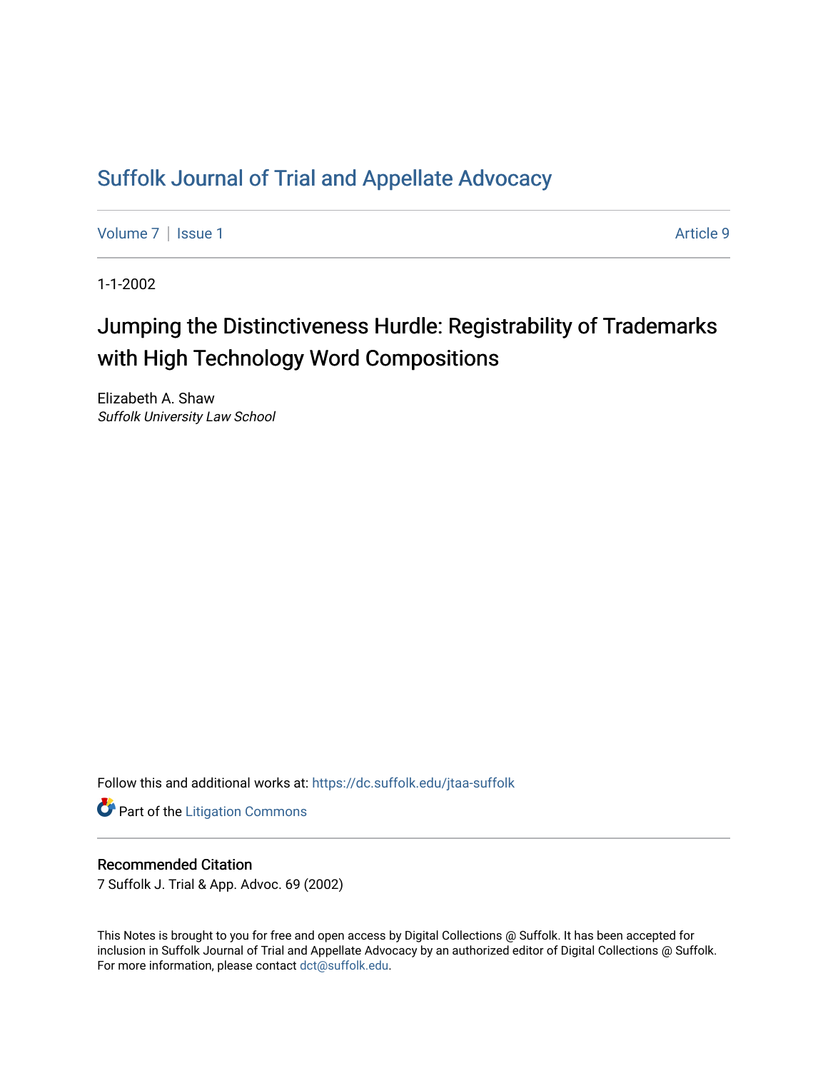# Suffolk Journal of Trial and Appellate Advocacy

Volume 7 | Issue 1 Article 9

1-1-2002

## Jumping the Distinctiveness Hurdle: Registrability of Trademarks with High Technology Word Compositions

Elizabeth A. Shaw
*Suffolk University Law School*

Follow this and additional works at: https://dc.suffolk.edu/jtaa-suffolk

Part of the Litigation Commons

### Recommended Citation

7 Suffolk J. Trial & App. Advoc. 69 (2002)

This Notes is brought to you for free and open access by Digital Collections @ Suffolk. It has been accepted for inclusion in Suffolk Journal of Trial and Appellate Advocacy by an authorized editor of Digital Collections @ Suffolk. For more information, please contact dct@suffolk.edu.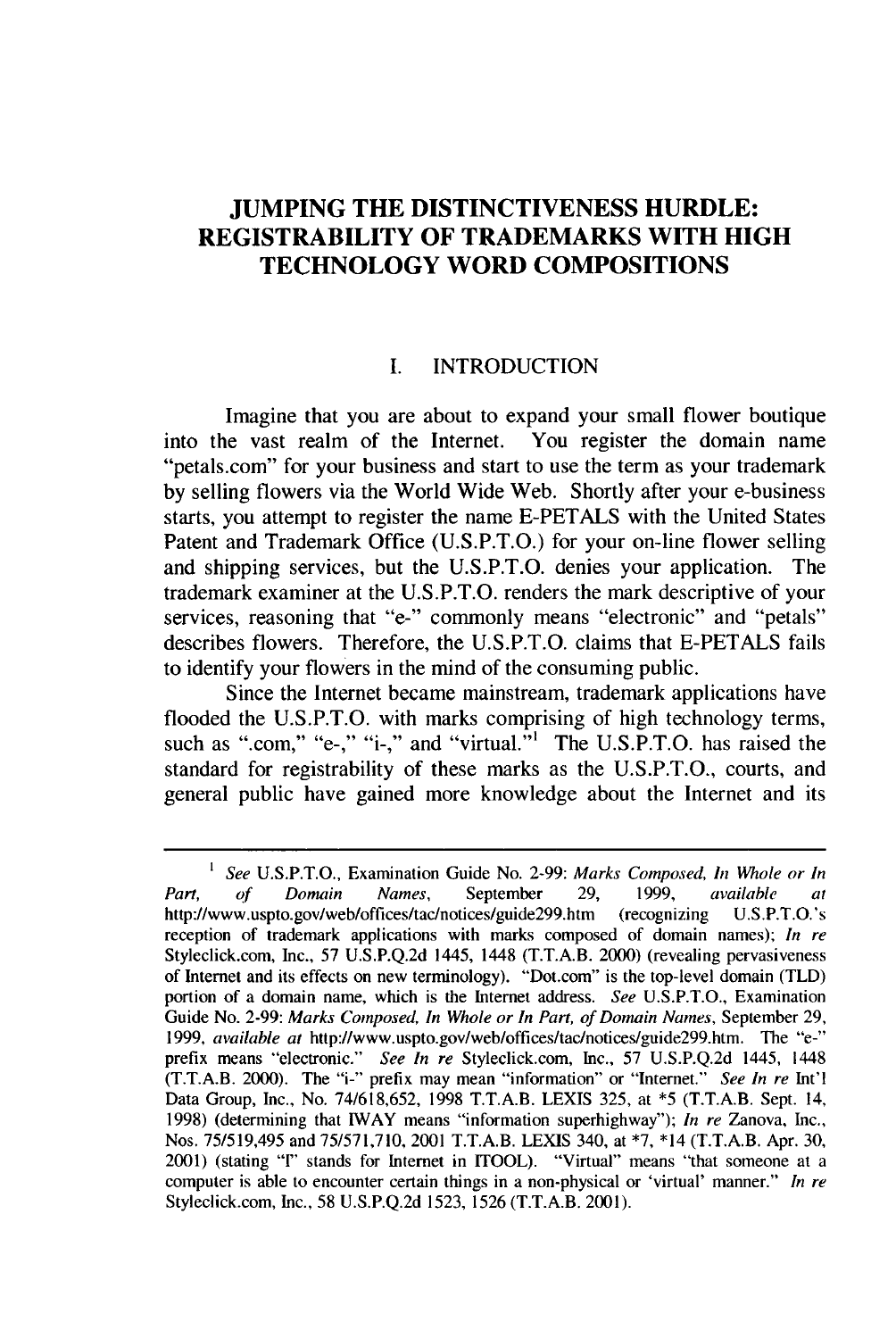# JUMPING THE DISTINCTIVENESS HURDLE: REGISTRABILITY OF TRADEMARKS WITH HIGH TECHNOLOGY WORD COMPOSITIONS

## I. INTRODUCTION

Imagine that you are about to expand your small flower boutique into the vast realm of the Internet. You register the domain name "petals.com" for your business and start to use the term as your trademark by selling flowers via the World Wide Web. Shortly after your e-business starts, you attempt to register the name E-PETALS with the United States Patent and Trademark Office (U.S.P.T.O.) for your on-line flower selling and shipping services, but the U.S.P.T.O. denies your application. The trademark examiner at the U.S.P.T.O. renders the mark descriptive of your services, reasoning that "e-" commonly means "electronic" and "petals" describes flowers. Therefore, the U.S.P.T.O. claims that E-PETALS fails to identify your flowers in the mind of the consuming public.

Since the Internet became mainstream, trademark applications have flooded the U.S.P.T.O. with marks comprising of high technology terms, such as ".com," "e-," "i-," and "virtual."[1] The U.S.P.T.O. has raised the standard for registrability of these marks as the U.S.P.T.O., courts, and general public have gained more knowledge about the Internet and its

---

[1] *See* U.S.P.T.O., Examination Guide No. 2-99: *Marks Composed, In Whole or In Part, of Domain Names*, September 29, 1999, *available at* http://www.uspto.gov/web/offices/tac/notices/guide299.htm (recognizing U.S.P.T.O.'s reception of trademark applications with marks composed of domain names); *In re* Styleclick.com, Inc., 57 U.S.P.Q.2d 1445, 1448 (T.T.A.B. 2000) (revealing pervasiveness of Internet and its effects on new terminology). "Dot.com" is the top-level domain (TLD) portion of a domain name, which is the Internet address. *See* U.S.P.T.O., Examination Guide No. 2-99: *Marks Composed, In Whole or In Part, of Domain Names*, September 29, 1999, *available at* http://www.uspto.gov/web/offices/tac/notices/guide299.htm. The "e-" prefix means "electronic." *See In re* Styleclick.com, Inc., 57 U.S.P.Q.2d 1445, 1448 (T.T.A.B. 2000). The "i-" prefix may mean "information" or "Internet." *See In re* Int'l Data Group, Inc., No. 74/618,652, 1998 T.T.A.B. LEXIS 325, at *5 (T.T.A.B. Sept. 14, 1998) (determining that IWAY means "information superhighway"); *In re* Zanova, Inc., Nos. 75/519,495 and 75/571,710, 2001 T.T.A.B. LEXIS 340, at *7, *14 (T.T.A.B. Apr. 30, 2001) (stating "I" stands for Internet in ITOOL). "Virtual" means "that someone at a computer is able to encounter certain things in a non-physical or 'virtual' manner." *In re* Styleclick.com, Inc., 58 U.S.P.Q.2d 1523, 1526 (T.T.A.B. 2001).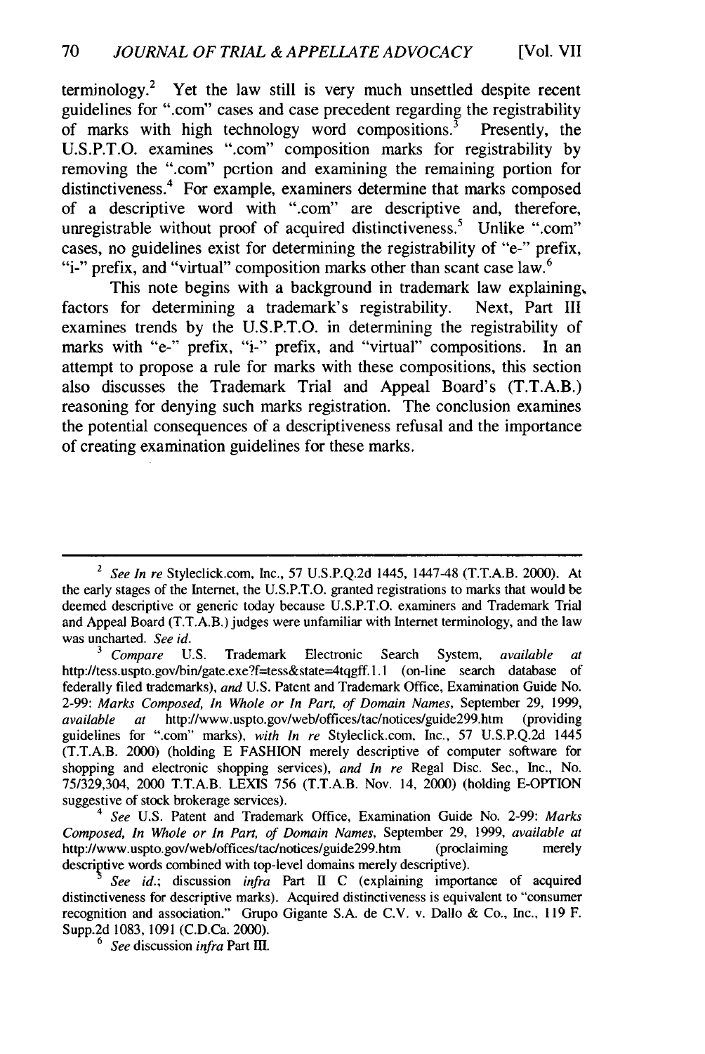terminology.[2] Yet the law still is very much unsettled despite recent guidelines for ".com" cases and case precedent regarding the registrability of marks with high technology word compositions.[3] Presently, the U.S.P.T.O. examines ".com" composition marks for registrability by removing the ".com" portion and examining the remaining portion for distinctiveness.[4] For example, examiners determine that marks composed of a descriptive word with ".com" are descriptive and, therefore, unregistrable without proof of acquired distinctiveness.[5] Unlike ".com" cases, no guidelines exist for determining the registrability of "e-" prefix, "i-" prefix, and "virtual" composition marks other than scant case law.[6]

This note begins with a background in trademark law explaining, factors for determining a trademark's registrability. Next, Part III examines trends by the U.S.P.T.O. in determining the registrability of marks with "e-" prefix, "i-" prefix, and "virtual" compositions. In an attempt to propose a rule for marks with these compositions, this section also discusses the Trademark Trial and Appeal Board's (T.T.A.B.) reasoning for denying such marks registration. The conclusion examines the potential consequences of a descriptiveness refusal and the importance of creating examination guidelines for these marks.

---

[2] *See In re* Styleclick.com, Inc., 57 U.S.P.Q.2d 1445, 1447-48 (T.T.A.B. 2000). At the early stages of the Internet, the U.S.P.T.O. granted registrations to marks that would be deemed descriptive or generic today because U.S.P.T.O. examiners and Trademark Trial and Appeal Board (T.T.A.B.) judges were unfamiliar with Internet terminology, and the law was uncharted. *See id.*

[3] *Compare* U.S. Trademark Electronic Search System, *available at* http://tess.uspto.gov/bin/gate.exe?f=tess&state=4tqgff.1.1 (on-line search database of federally filed trademarks), *and* U.S. Patent and Trademark Office, Examination Guide No. 2-99: *Marks Composed, In Whole or In Part, of Domain Names*, September 29, 1999, *available at* http://www.uspto.gov/web/offices/tac/notices/guide299.htm (providing guidelines for ".com" marks), *with In re* Styleclick.com, Inc., 57 U.S.P.Q.2d 1445 (T.T.A.B. 2000) (holding E FASHION merely descriptive of computer software for shopping and electronic shopping services), *and In re* Regal Disc. Sec., Inc., No. 75/329,304, 2000 T.T.A.B. LEXIS 756 (T.T.A.B. Nov. 14, 2000) (holding E-OPTION suggestive of stock brokerage services).

[4] *See* U.S. Patent and Trademark Office, Examination Guide No. 2-99: *Marks Composed, In Whole or In Part, of Domain Names*, September 29, 1999, *available at* http://www.uspto.gov/web/offices/tac/notices/guide299.htm (proclaiming merely descriptive words combined with top-level domains merely descriptive).

[5] *See id.*; discussion *infra* Part II C (explaining importance of acquired distinctiveness for descriptive marks). Acquired distinctiveness is equivalent to "consumer recognition and association." Grupo Gigante S.A. de C.V. v. Dallo & Co., Inc., 119 F. Supp.2d 1083, 1091 (C.D.Ca. 2000).

[6] *See* discussion *infra* Part III.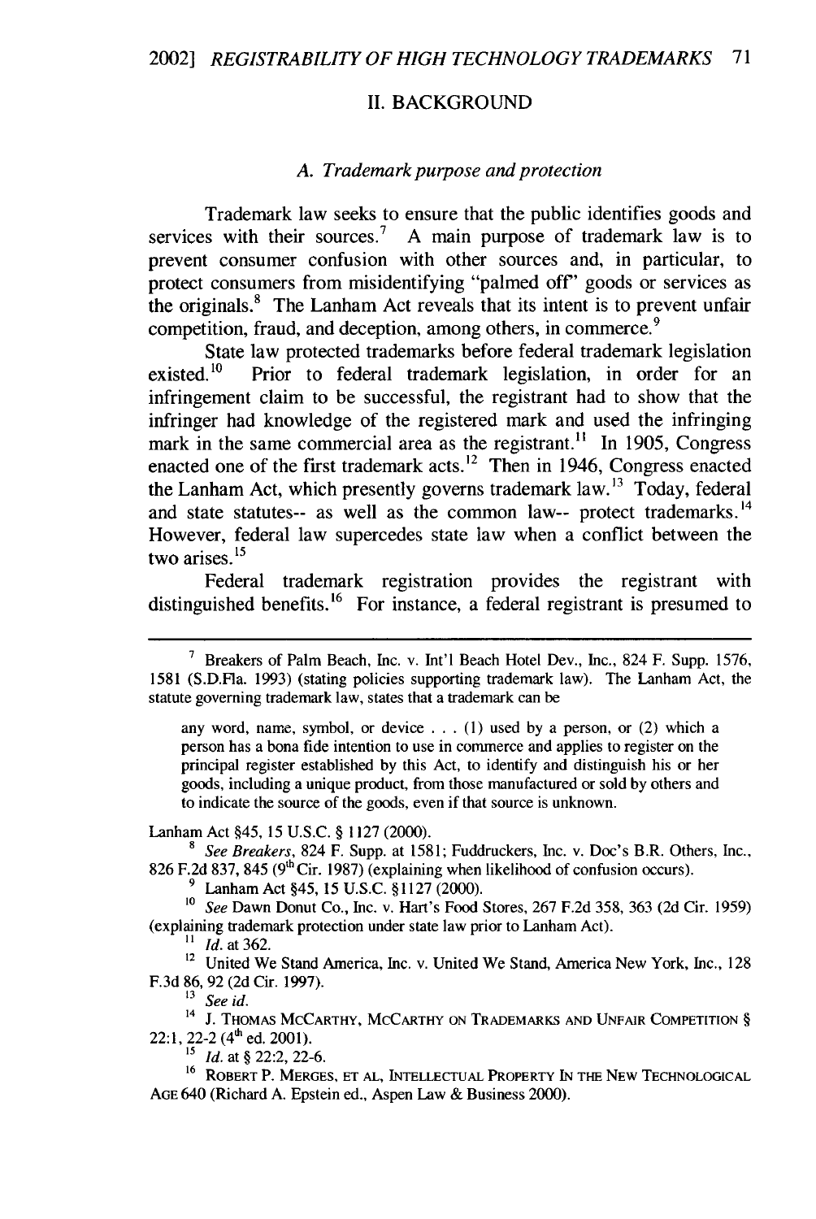## II. BACKGROUND

### *A. Trademark purpose and protection*

Trademark law seeks to ensure that the public identifies goods and services with their sources.[7] A main purpose of trademark law is to prevent consumer confusion with other sources and, in particular, to protect consumers from misidentifying "palmed off" goods or services as the originals.[8] The Lanham Act reveals that its intent is to prevent unfair competition, fraud, and deception, among others, in commerce.[9]

State law protected trademarks before federal trademark legislation existed.[10] Prior to federal trademark legislation, in order for an infringement claim to be successful, the registrant had to show that the infringer had knowledge of the registered mark and used the infringing mark in the same commercial area as the registrant.[11] In 1905, Congress enacted one of the first trademark acts.[12] Then in 1946, Congress enacted the Lanham Act, which presently governs trademark law.[13] Today, federal and state statutes-- as well as the common law-- protect trademarks.[14] However, federal law supercedes state law when a conflict between the two arises.[15]

Federal trademark registration provides the registrant with distinguished benefits.[16] For instance, a federal registrant is presumed to

---

[7] Breakers of Palm Beach, Inc. v. Int'l Beach Hotel Dev., Inc., 824 F. Supp. 1576, 1581 (S.D.Fla. 1993) (stating policies supporting trademark law). The Lanham Act, the statute governing trademark law, states that a trademark can be

> any word, name, symbol, or device . . . (1) used by a person, or (2) which a person has a bona fide intention to use in commerce and applies to register on the principal register established by this Act, to identify and distinguish his or her goods, including a unique product, from those manufactured or sold by others and to indicate the source of the goods, even if that source is unknown.

Lanham Act §45, 15 U.S.C. § 1127 (2000).

[8] *See Breakers*, 824 F. Supp. at 1581; Fuddruckers, Inc. v. Doc's B.R. Others, Inc., 826 F.2d 837, 845 (9th Cir. 1987) (explaining when likelihood of confusion occurs).

[9] Lanham Act §45, 15 U.S.C. §1127 (2000).

[10] *See* Dawn Donut Co., Inc. v. Hart's Food Stores, 267 F.2d 358, 363 (2d Cir. 1959) (explaining trademark protection under state law prior to Lanham Act).

[11] *Id.* at 362.

[12] United We Stand America, Inc. v. United We Stand, America New York, Inc., 128 F.3d 86, 92 (2d Cir. 1997).

[13] *See id.*

[14] J. THOMAS MCCARTHY, MCCARTHY ON TRADEMARKS AND UNFAIR COMPETITION § 22:1, 22-2 (4th ed. 2001).

[15] *Id.* at § 22:2, 22-6.

[16] ROBERT P. MERGES, ET AL, INTELLECTUAL PROPERTY IN THE NEW TECHNOLOGICAL AGE 640 (Richard A. Epstein ed., Aspen Law & Business 2000).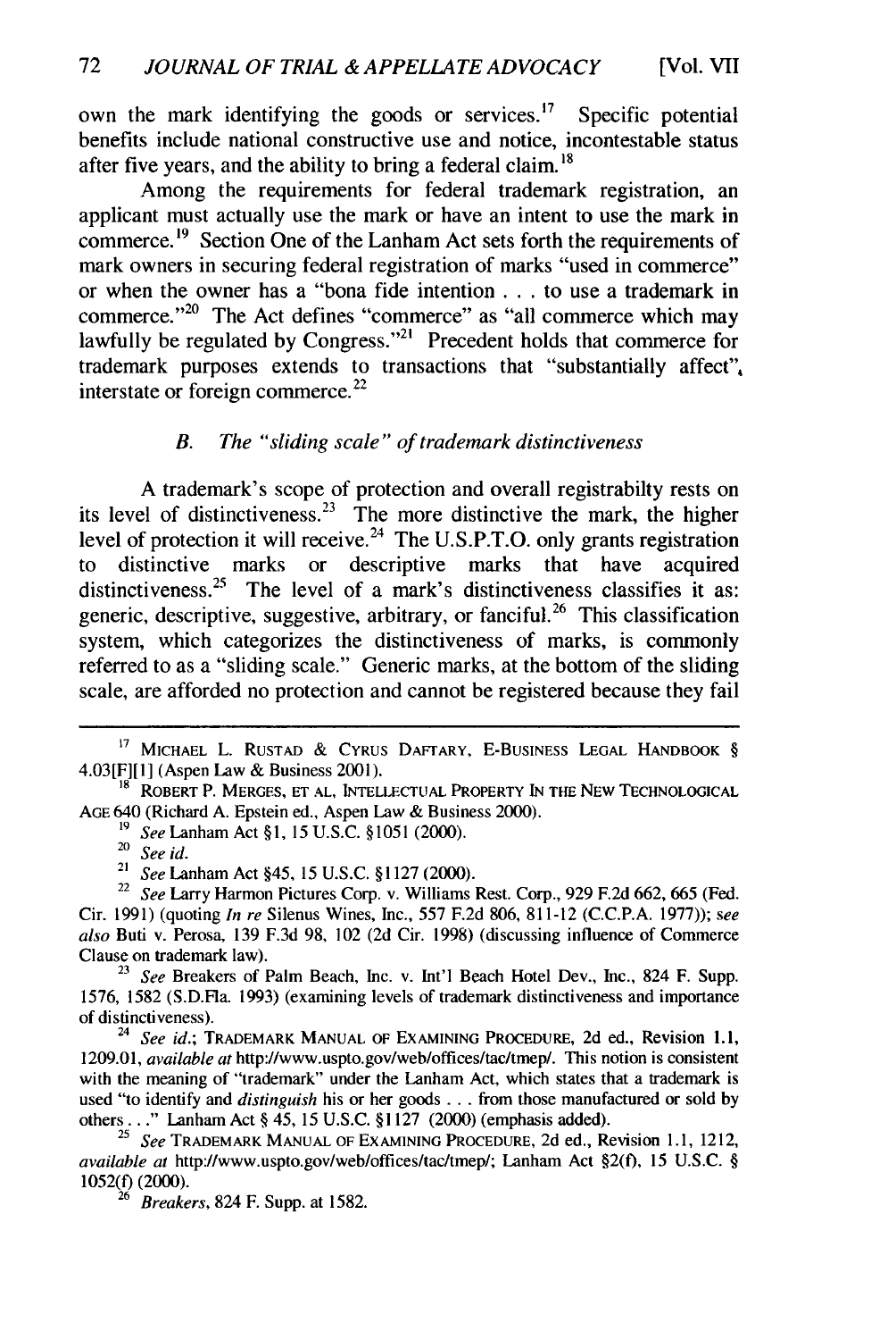own the mark identifying the goods or services.[17] Specific potential benefits include national constructive use and notice, incontestable status after five years, and the ability to bring a federal claim.[18]

Among the requirements for federal trademark registration, an applicant must actually use the mark or have an intent to use the mark in commerce.[19] Section One of the Lanham Act sets forth the requirements of mark owners in securing federal registration of marks "used in commerce" or when the owner has a "bona fide intention . . . to use a trademark in commerce."[20] The Act defines "commerce" as "all commerce which may lawfully be regulated by Congress."[21] Precedent holds that commerce for trademark purposes extends to transactions that "substantially affect", interstate or foreign commerce.[22]

### *B. The "sliding scale" of trademark distinctiveness*

A trademark's scope of protection and overall registrabilty rests on its level of distinctiveness.[23] The more distinctive the mark, the higher level of protection it will receive.[24] The U.S.P.T.O. only grants registration to distinctive marks or descriptive marks that have acquired distinctiveness.[25] The level of a mark's distinctiveness classifies it as: generic, descriptive, suggestive, arbitrary, or fanciful.[26] This classification system, which categorizes the distinctiveness of marks, is commonly referred to as a "sliding scale." Generic marks, at the bottom of the sliding scale, are afforded no protection and cannot be registered because they fail

---

[17] MICHAEL L. RUSTAD & CYRUS DAFTARY, E-BUSINESS LEGAL HANDBOOK § 4.03[F][1] (Aspen Law & Business 2001).

[18] ROBERT P. MERGES, ET AL, INTELLECTUAL PROPERTY IN THE NEW TECHNOLOGICAL AGE 640 (Richard A. Epstein ed., Aspen Law & Business 2000).

[19] *See* Lanham Act §1, 15 U.S.C. §1051 (2000).

[20] *See id.*

[21] *See* Lanham Act §45, 15 U.S.C. §1127 (2000).

[22] *See* Larry Harmon Pictures Corp. v. Williams Rest. Corp., 929 F.2d 662, 665 (Fed. Cir. 1991) (quoting *In re* Silenus Wines, Inc., 557 F.2d 806, 811-12 (C.C.P.A. 1977)); *see also* Buti v. Perosa, 139 F.3d 98, 102 (2d Cir. 1998) (discussing influence of Commerce Clause on trademark law).

[23] *See* Breakers of Palm Beach, Inc. v. Int'l Beach Hotel Dev., Inc., 824 F. Supp. 1576, 1582 (S.D.Fla. 1993) (examining levels of trademark distinctiveness and importance of distinctiveness).

[24] *See id.*; TRADEMARK MANUAL OF EXAMINING PROCEDURE, 2d ed., Revision 1.1, 1209.01, *available at* http://www.uspto.gov/web/offices/tac/tmep/. This notion is consistent with the meaning of "trademark" under the Lanham Act, which states that a trademark is used "to identify and *distinguish* his or her goods . . . from those manufactured or sold by others . . ." Lanham Act § 45, 15 U.S.C. §1127 (2000) (emphasis added).

[25] *See* TRADEMARK MANUAL OF EXAMINING PROCEDURE, 2d ed., Revision 1.1, 1212, *available at* http://www.uspto.gov/web/offices/tac/tmep/; Lanham Act §2(f), 15 U.S.C. § 1052(f) (2000).

[26] *Breakers*, 824 F. Supp. at 1582.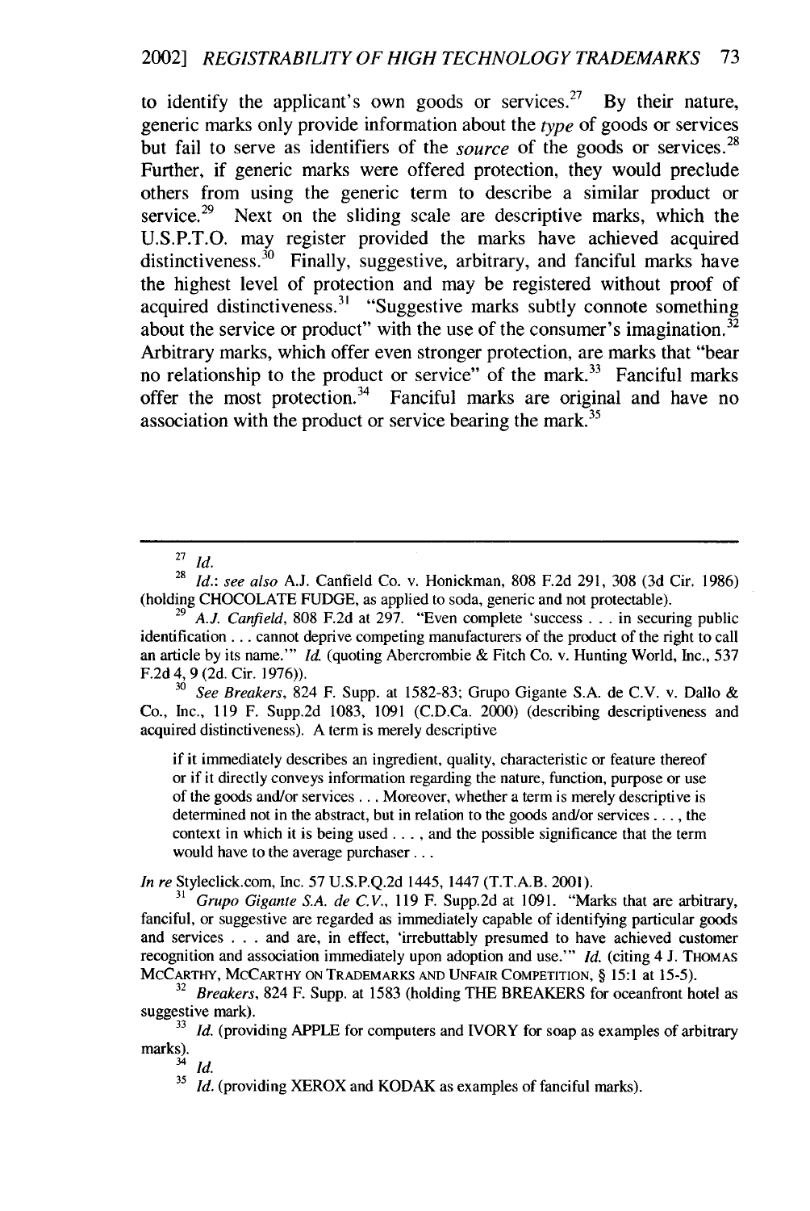to identify the applicant's own goods or services.[27] By their nature, generic marks only provide information about the *type* of goods or services but fail to serve as identifiers of the *source* of the goods or services.[28] Further, if generic marks were offered protection, they would preclude others from using the generic term to describe a similar product or service.[29] Next on the sliding scale are descriptive marks, which the U.S.P.T.O. may register provided the marks have achieved acquired distinctiveness.[30] Finally, suggestive, arbitrary, and fanciful marks have the highest level of protection and may be registered without proof of acquired distinctiveness.[31] "Suggestive marks subtly connote something about the service or product" with the use of the consumer's imagination.[32] Arbitrary marks, which offer even stronger protection, are marks that "bear no relationship to the product or service" of the mark.[33] Fanciful marks offer the most protection.[34] Fanciful marks are original and have no association with the product or service bearing the mark.[35]

---

[27] *Id.*

[28] *Id.*; *see also* A.J. Canfield Co. v. Honickman, 808 F.2d 291, 308 (3d Cir. 1986) (holding CHOCOLATE FUDGE, as applied to soda, generic and not protectable).

[29] *A.J. Canfield*, 808 F.2d at 297. "Even complete 'success . . . in securing public identification . . . cannot deprive competing manufacturers of the product of the right to call an article by its name.'" *Id.* (quoting Abercrombie & Fitch Co. v. Hunting World, Inc., 537 F.2d 4, 9 (2d. Cir. 1976)).

[30] *See Breakers*, 824 F. Supp. at 1582-83; Grupo Gigante S.A. de C.V. v. Dallo & Co., Inc., 119 F. Supp.2d 1083, 1091 (C.D.Ca. 2000) (describing descriptiveness and acquired distinctiveness). A term is merely descriptive

> if it immediately describes an ingredient, quality, characteristic or feature thereof or if it directly conveys information regarding the nature, function, purpose or use of the goods and/or services . . . Moreover, whether a term is merely descriptive is determined not in the abstract, but in relation to the goods and/or services . . . , the context in which it is being used . . . , and the possible significance that the term would have to the average purchaser . . .

*In re* Styleclick.com, Inc. 57 U.S.P.Q.2d 1445, 1447 (T.T.A.B. 2001).

[31] *Grupo Gigante S.A. de C.V.*, 119 F. Supp.2d at 1091. "Marks that are arbitrary, fanciful, or suggestive are regarded as immediately capable of identifying particular goods and services . . . and are, in effect, 'irrebuttably presumed to have achieved customer recognition and association immediately upon adoption and use.'" *Id.* (citing 4 J. THOMAS MCCARTHY, MCCARTHY ON TRADEMARKS AND UNFAIR COMPETITION, § 15:1 at 15-5).

[32] *Breakers*, 824 F. Supp. at 1583 (holding THE BREAKERS for oceanfront hotel as suggestive mark).

[33] *Id.* (providing APPLE for computers and IVORY for soap as examples of arbitrary marks).

[34] *Id.*

[35] *Id.* (providing XEROX and KODAK as examples of fanciful marks).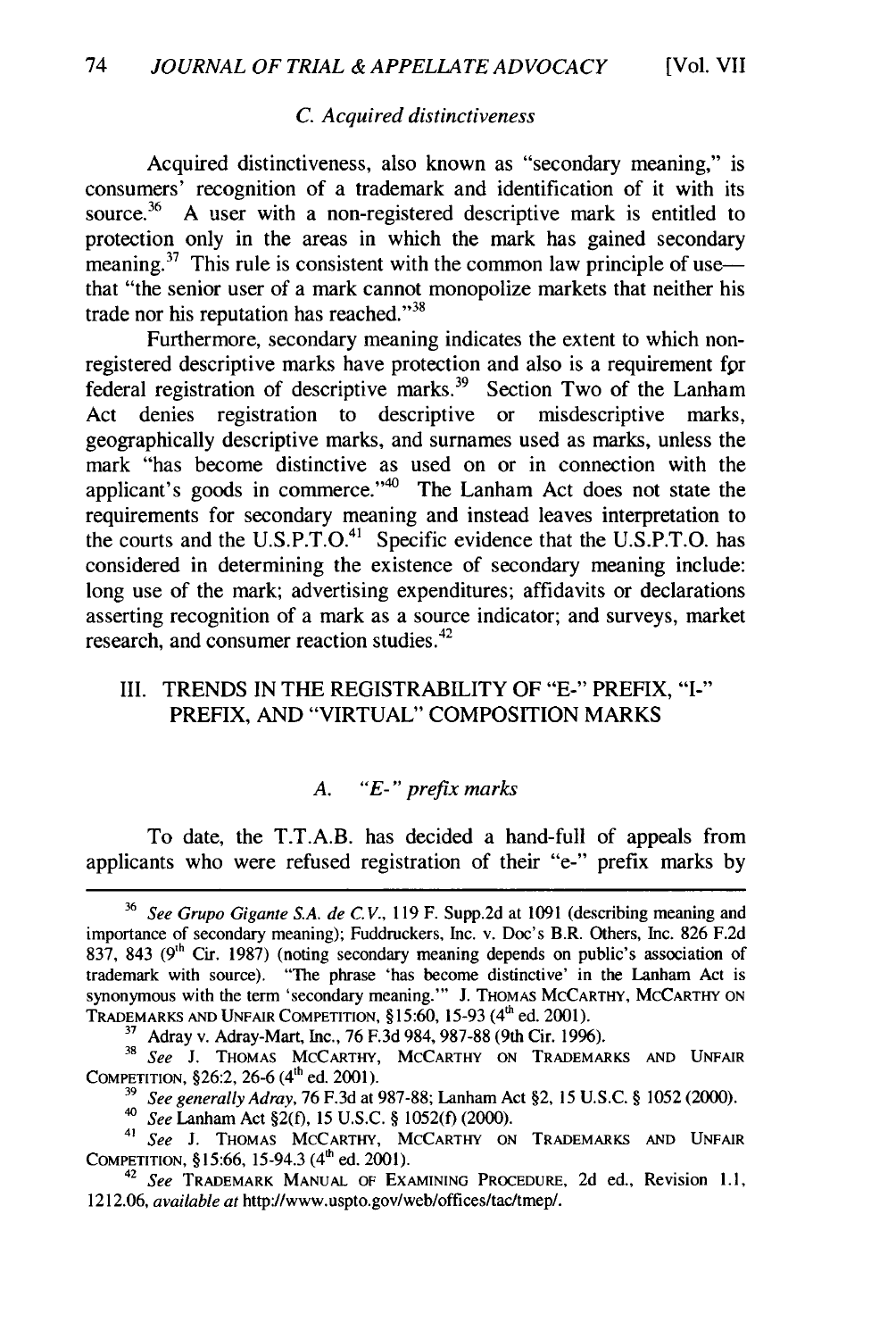### *C. Acquired distinctiveness*

Acquired distinctiveness, also known as "secondary meaning," is consumers' recognition of a trademark and identification of it with its source.[36] A user with a non-registered descriptive mark is entitled to protection only in the areas in which the mark has gained secondary meaning.[37] This rule is consistent with the common law principle of use—that "the senior user of a mark cannot monopolize markets that neither his trade nor his reputation has reached."[38]

Furthermore, secondary meaning indicates the extent to which non-registered descriptive marks have protection and also is a requirement for federal registration of descriptive marks.[39] Section Two of the Lanham Act denies registration to descriptive or misdescriptive marks, geographically descriptive marks, and surnames used as marks, unless the mark "has become distinctive as used on or in connection with the applicant's goods in commerce."[40] The Lanham Act does not state the requirements for secondary meaning and instead leaves interpretation to the courts and the U.S.P.T.O.[41] Specific evidence that the U.S.P.T.O. has considered in determining the existence of secondary meaning include: long use of the mark; advertising expenditures; affidavits or declarations asserting recognition of a mark as a source indicator; and surveys, market research, and consumer reaction studies.[42]

## III. TRENDS IN THE REGISTRABILITY OF "E-" PREFIX, "I-" PREFIX, AND "VIRTUAL" COMPOSITION MARKS

### *A. "E-" prefix marks*

To date, the T.T.A.B. has decided a hand-full of appeals from applicants who were refused registration of their "e-" prefix marks by

---

[36] *See Grupo Gigante S.A. de C.V.*, 119 F. Supp.2d at 1091 (describing meaning and importance of secondary meaning); Fuddruckers, Inc. v. Doc's B.R. Others, Inc. 826 F.2d 837, 843 (9th Cir. 1987) (noting secondary meaning depends on public's association of trademark with source). "The phrase 'has become distinctive' in the Lanham Act is synonymous with the term 'secondary meaning.'" J. THOMAS MCCARTHY, MCCARTHY ON TRADEMARKS AND UNFAIR COMPETITION, §15:60, 15-93 (4th ed. 2001).

[37] Adray v. Adray-Mart, Inc., 76 F.3d 984, 987-88 (9th Cir. 1996).

[38] *See* J. THOMAS MCCARTHY, MCCARTHY ON TRADEMARKS AND UNFAIR COMPETITION, §26:2, 26-6 (4th ed. 2001).

[39] *See generally Adray*, 76 F.3d at 987-88; Lanham Act §2, 15 U.S.C. § 1052 (2000).

[40] *See* Lanham Act §2(f), 15 U.S.C. § 1052(f) (2000).

[41] *See* J. THOMAS MCCARTHY, MCCARTHY ON TRADEMARKS AND UNFAIR COMPETITION, §15:66, 15-94.3 (4th ed. 2001).

[42] *See* TRADEMARK MANUAL OF EXAMINING PROCEDURE, 2d ed., Revision 1.1, 1212.06, *available at* http://www.uspto.gov/web/offices/tac/tmep/.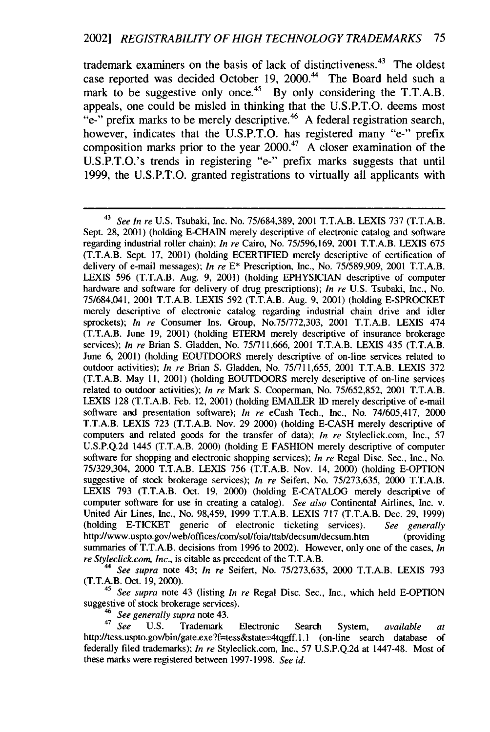trademark examiners on the basis of lack of distinctiveness.[43] The oldest case reported was decided October 19, 2000.[44] The Board held such a mark to be suggestive only once.[45] By only considering the T.T.A.B. appeals, one could be misled in thinking that the U.S.P.T.O. deems most "e-" prefix marks to be merely descriptive.[46] A federal registration search, however, indicates that the U.S.P.T.O. has registered many "e-" prefix composition marks prior to the year 2000.[47] A closer examination of the U.S.P.T.O.'s trends in registering "e-" prefix marks suggests that until 1999, the U.S.P.T.O. granted registrations to virtually all applicants with

---

[43] *See In re* U.S. Tsubaki, Inc. No. 75/684,389, 2001 T.T.A.B. LEXIS 737 (T.T.A.B. Sept. 28, 2001) (holding E-CHAIN merely descriptive of electronic catalog and software regarding industrial roller chain); *In re* Cairo, No. 75/596,169, 2001 T.T.A.B. LEXIS 675 (T.T.A.B. Sept. 17, 2001) (holding ECERTIFIED merely descriptive of certification of delivery of e-mail messages); *In re* E* Prescription, Inc., No. 75/589,909, 2001 T.T.A.B. LEXIS 596 (T.T.A.B. Aug. 9, 2001) (holding EPHYSICIAN descriptive of computer hardware and software for delivery of drug prescriptions); *In re* U.S. Tsubaki, Inc., No. 75/684,041, 2001 T.T.A.B. LEXIS 592 (T.T.A.B. Aug. 9, 2001) (holding E-SPROCKET merely descriptive of electronic catalog regarding industrial chain drive and idler sprockets); *In re* Consumer Ins. Group, No.75/772,303, 2001 T.T.A.B. LEXIS 474 (T.T.A.B. June 19, 2001) (holding ETERM merely descriptive of insurance brokerage services); *In re* Brian S. Gladden, No. 75/711,666, 2001 T.T.A.B. LEXIS 435 (T.T.A.B. June 6, 2001) (holding EOUTDOORS merely descriptive of on-line services related to outdoor activities); *In re* Brian S. Gladden, No. 75/711,655, 2001 T.T.A.B. LEXIS 372 (T.T.A.B. May 11, 2001) (holding EOUTDOORS merely descriptive of on-line services related to outdoor activities); *In re* Mark S. Cooperman, No. 75/652,852, 2001 T.T.A.B. LEXIS 128 (T.T.A.B. Feb. 12, 2001) (holding EMAILER ID merely descriptive of e-mail software and presentation software); *In re* eCash Tech., Inc., No. 74/605,417, 2000 T.T.A.B. LEXIS 723 (T.T.A.B. Nov. 29 2000) (holding E-CASH merely descriptive of computers and related goods for the transfer of data); *In re* Styleclick.com, Inc., 57 U.S.P.Q.2d 1445 (T.T.A.B. 2000) (holding E FASHION merely descriptive of computer software for shopping and electronic shopping services); *In re* Regal Disc. Sec., Inc., No. 75/329,304, 2000 T.T.A.B. LEXIS 756 (T.T.A.B. Nov. 14, 2000) (holding E-OPTION suggestive of stock brokerage services); *In re* Seifert, No. 75/273,635, 2000 T.T.A.B. LEXIS 793 (T.T.A.B. Oct. 19, 2000) (holding E-CATALOG merely descriptive of computer software for use in creating a catalog). *See also* Continental Airlines, Inc. v. United Air Lines, Inc., No. 98,459, 1999 T.T.A.B. LEXIS 717 (T.T.A.B. Dec. 29, 1999) (holding E-TICKET generic of electronic ticketing services). *See generally* http://www.uspto.gov/web/offices/com/sol/foia/ttab/decsum/decsum.htm (providing summaries of T.T.A.B. decisions from 1996 to 2002). However, only one of the cases, *In re Styleclick.com, Inc.*, is citable as precedent of the T.T.A.B.

[44] *See supra* note 43; *In re* Seifert, No. 75/273,635, 2000 T.T.A.B. LEXIS 793 (T.T.A.B. Oct. 19, 2000).

[45] *See supra* note 43 (listing *In re* Regal Disc. Sec., Inc., which held E-OPTION suggestive of stock brokerage services).

[46] *See generally supra* note 43.

[47] *See* U.S. Trademark Electronic Search System, *available at* http://tess.uspto.gov/bin/gate.exe?f=tess&state=4tqgff.1.1 (on-line search database of federally filed trademarks); *In re* Styleclick.com, Inc., 57 U.S.P.Q.2d at 1447-48. Most of these marks were registered between 1997-1998. *See id.*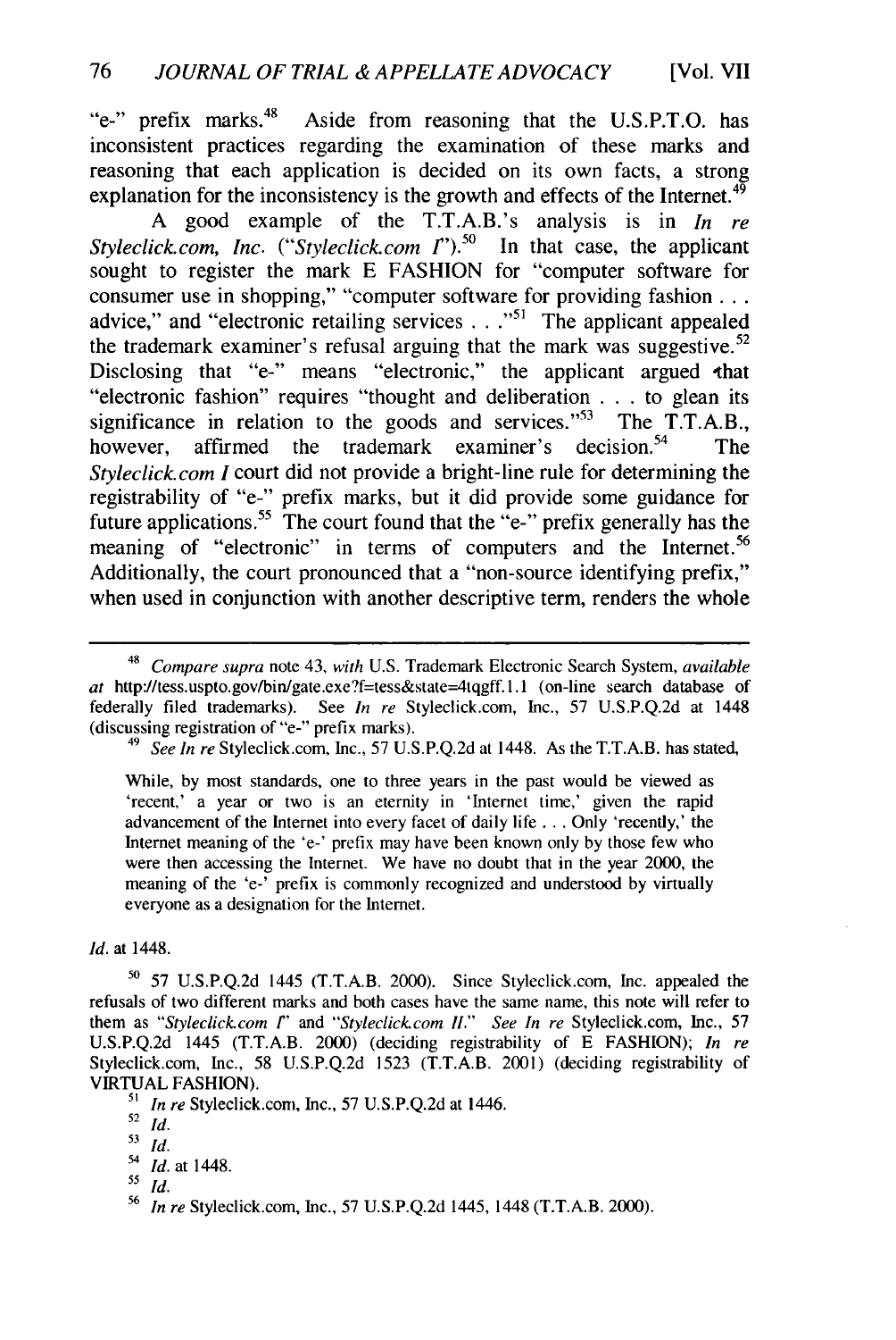"e-" prefix marks.[48] Aside from reasoning that the U.S.P.T.O. has inconsistent practices regarding the examination of these marks and reasoning that each application is decided on its own facts, a strong explanation for the inconsistency is the growth and effects of the Internet.[49]

A good example of the T.T.A.B.'s analysis is in *In re Styleclick.com, Inc.* ("*Styleclick.com I*").[50] In that case, the applicant sought to register the mark E FASHION for "computer software for consumer use in shopping," "computer software for providing fashion . . . advice," and "electronic retailing services . . ."[51] The applicant appealed the trademark examiner's refusal arguing that the mark was suggestive.[52] Disclosing that "e-" means "electronic," the applicant argued that "electronic fashion" requires "thought and deliberation . . . to glean its significance in relation to the goods and services."[53] The T.T.A.B., however, affirmed the trademark examiner's decision.[54] The *Styleclick.com I* court did not provide a bright-line rule for determining the registrability of "e-" prefix marks, but it did provide some guidance for future applications.[55] The court found that the "e-" prefix generally has the meaning of "electronic" in terms of computers and the Internet.[56] Additionally, the court pronounced that a "non-source identifying prefix," when used in conjunction with another descriptive term, renders the whole

---

[48] *Compare supra* note 43, *with* U.S. Trademark Electronic Search System, *available at* http://tess.uspto.gov/bin/gate.exe?f=tess&state=4tqgff.1.1 (on-line search database of federally filed trademarks). See *In re* Styleclick.com, Inc., 57 U.S.P.Q.2d at 1448 (discussing registration of "e-" prefix marks).

[49] *See In re* Styleclick.com, Inc., 57 U.S.P.Q.2d at 1448. As the T.T.A.B. has stated,

> While, by most standards, one to three years in the past would be viewed as 'recent,' a year or two is an eternity in 'Internet time,' given the rapid advancement of the Internet into every facet of daily life . . . Only 'recently,' the Internet meaning of the 'e-' prefix may have been known only by those few who were then accessing the Internet. We have no doubt that in the year 2000, the meaning of the 'e-' prefix is commonly recognized and understood by virtually everyone as a designation for the Internet.

*Id.* at 1448.

[50] 57 U.S.P.Q.2d 1445 (T.T.A.B. 2000). Since Styleclick.com, Inc. appealed the refusals of two different marks and both cases have the same name, this note will refer to them as "*Styleclick.com I*" and "*Styleclick.com II*." See *In re* Styleclick.com, Inc., 57 U.S.P.Q.2d 1445 (T.T.A.B. 2000) (deciding registrability of E FASHION); *In re* Styleclick.com, Inc., 58 U.S.P.Q.2d 1523 (T.T.A.B. 2001) (deciding registrability of VIRTUAL FASHION).

[51] *In re* Styleclick.com, Inc., 57 U.S.P.Q.2d at 1446.

[52] *Id.*

[53] *Id.*

[54] *Id.* at 1448.

[55] *Id.*

[56] *In re* Styleclick.com, Inc., 57 U.S.P.Q.2d 1445, 1448 (T.T.A.B. 2000).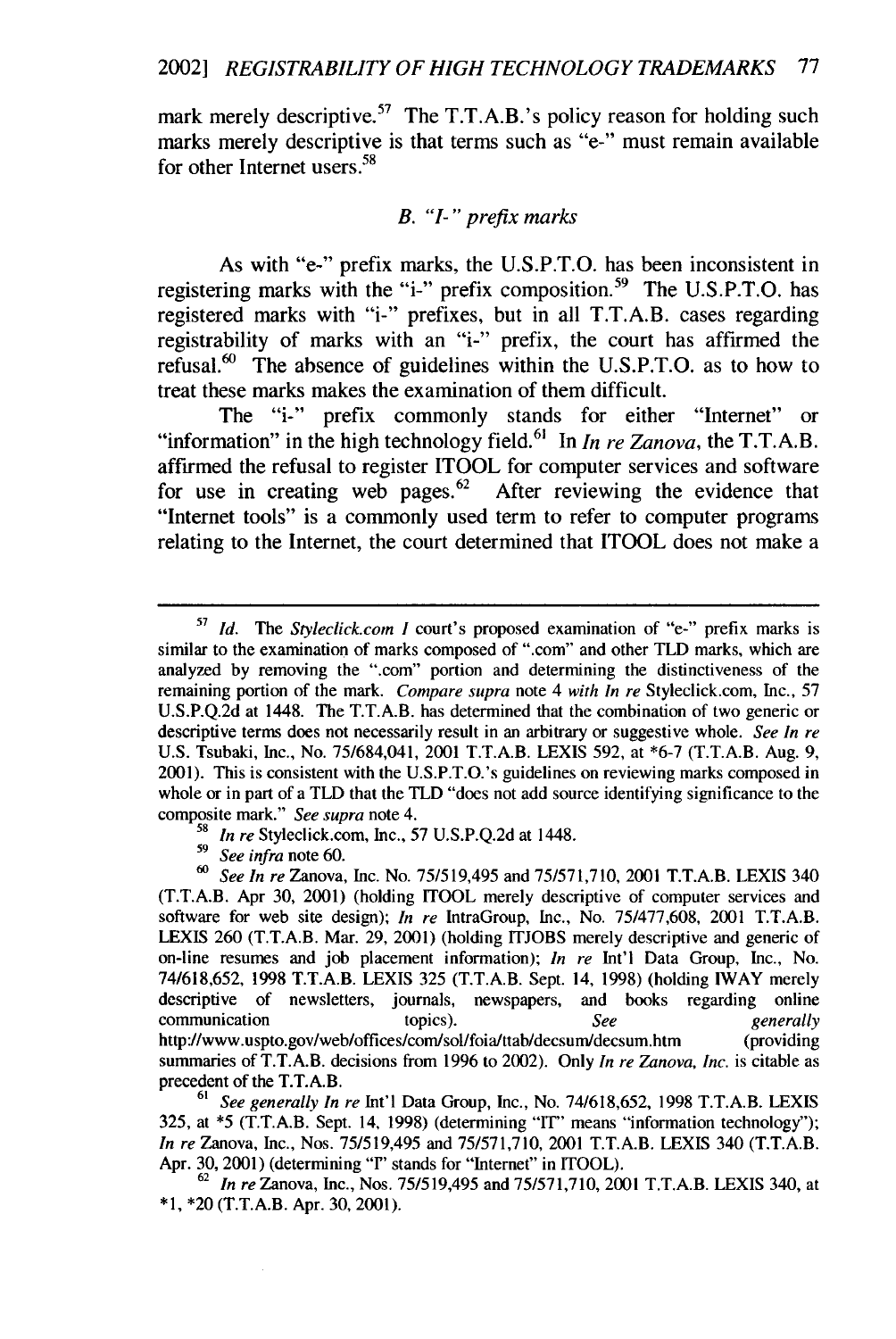mark merely descriptive.[57] The T.T.A.B.'s policy reason for holding such marks merely descriptive is that terms such as "e-" must remain available for other Internet users.[58]

### *B. "I-" prefix marks*

As with "e-" prefix marks, the U.S.P.T.O. has been inconsistent in registering marks with the "i-" prefix composition.[59] The U.S.P.T.O. has registered marks with "i-" prefixes, but in all T.T.A.B. cases regarding registrability of marks with an "i-" prefix, the court has affirmed the refusal.[60] The absence of guidelines within the U.S.P.T.O. as to how to treat these marks makes the examination of them difficult.

The "i-" prefix commonly stands for either "Internet" or "information" in the high technology field.[61] In *In re Zanova*, the T.T.A.B. affirmed the refusal to register ITOOL for computer services and software for use in creating web pages.[62] After reviewing the evidence that "Internet tools" is a commonly used term to refer to computer programs relating to the Internet, the court determined that ITOOL does not make a

---

[57] *Id.* The *Styleclick.com I* court's proposed examination of "e-" prefix marks is similar to the examination of marks composed of ".com" and other TLD marks, which are analyzed by removing the ".com" portion and determining the distinctiveness of the remaining portion of the mark. *Compare supra* note 4 *with In re* Styleclick.com, Inc., 57 U.S.P.Q.2d at 1448. The T.T.A.B. has determined that the combination of two generic or descriptive terms does not necessarily result in an arbitrary or suggestive whole. *See In re* U.S. Tsubaki, Inc., No. 75/684,041, 2001 T.T.A.B. LEXIS 592, at *6-7 (T.T.A.B. Aug. 9, 2001). This is consistent with the U.S.P.T.O.'s guidelines on reviewing marks composed in whole or in part of a TLD that the TLD "does not add source identifying significance to the composite mark." *See supra* note 4.

[58] *In re* Styleclick.com, Inc., 57 U.S.P.Q.2d at 1448.

[59] *See infra* note 60.

[60] *See In re* Zanova, Inc. No. 75/519,495 and 75/571,710, 2001 T.T.A.B. LEXIS 340 (T.T.A.B. Apr 30, 2001) (holding ITOOL merely descriptive of computer services and software for web site design); *In re* IntraGroup, Inc., No. 75/477,608, 2001 T.T.A.B. LEXIS 260 (T.T.A.B. Mar. 29, 2001) (holding ITJOBS merely descriptive and generic of on-line resumes and job placement information); *In re* Int'l Data Group, Inc., No. 74/618,652, 1998 T.T.A.B. LEXIS 325 (T.T.A.B. Sept. 14, 1998) (holding IWAY merely descriptive of newsletters, journals, newspapers, and books regarding online communication topics). *See generally* http://www.uspto.gov/web/offices/com/sol/foia/ttab/decsum/decsum.htm (providing summaries of T.T.A.B. decisions from 1996 to 2002). Only *In re Zanova, Inc.* is citable as precedent of the T.T.A.B.

[61] *See generally In re* Int'l Data Group, Inc., No. 74/618,652, 1998 T.T.A.B. LEXIS 325, at *5 (T.T.A.B. Sept. 14, 1998) (determining "IT" means "information technology"); *In re* Zanova, Inc., Nos. 75/519,495 and 75/571,710, 2001 T.T.A.B. LEXIS 340 (T.T.A.B. Apr. 30, 2001) (determining "I" stands for "Internet" in ITOOL).

[62] *In re* Zanova, Inc., Nos. 75/519,495 and 75/571,710, 2001 T.T.A.B. LEXIS 340, at *1, *20 (T.T.A.B. Apr. 30, 2001).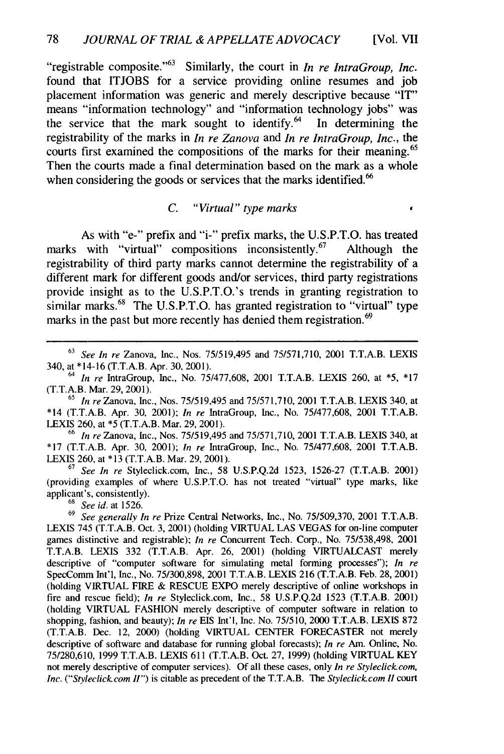"registrable composite."[63] Similarly, the court in *In re IntraGroup, Inc.* found that ITJOBS for a service providing online resumes and job placement information was generic and merely descriptive because "IT" means "information technology" and "information technology jobs" was the service that the mark sought to identify.[64] In determining the registrability of the marks in *In re Zanova* and *In re IntraGroup, Inc.*, the courts first examined the compositions of the marks for their meaning.[65] Then the courts made a final determination based on the mark as a whole when considering the goods or services that the marks identified.[66]

### C. *"Virtual" type marks*

As with "e-" prefix and "i-" prefix marks, the U.S.P.T.O. has treated marks with "virtual" compositions inconsistently.[67] Although the registrability of third party marks cannot determine the registrability of a different mark for different goods and/or services, third party registrations provide insight as to the U.S.P.T.O.'s trends in granting registration to similar marks.[68] The U.S.P.T.O. has granted registration to "virtual" type marks in the past but more recently has denied them registration.[69]

---

[63] *See In re* Zanova, Inc., Nos. 75/519,495 and 75/571,710, 2001 T.T.A.B. LEXIS 340, at *14-16 (T.T.A.B. Apr. 30, 2001).

[64] *In re* IntraGroup, Inc., No. 75/477,608, 2001 T.T.A.B. LEXIS 260, at *5, *17 (T.T.A.B. Mar. 29, 2001).

[65] *In re* Zanova, Inc., Nos. 75/519,495 and 75/571,710, 2001 T.T.A.B. LEXIS 340, at *14 (T.T.A.B. Apr. 30, 2001); *In re* IntraGroup, Inc., No. 75/477,608, 2001 T.T.A.B. LEXIS 260, at *5 (T.T.A.B. Mar. 29, 2001).

[66] *In re* Zanova, Inc., Nos. 75/519,495 and 75/571,710, 2001 T.T.A.B. LEXIS 340, at *17 (T.T.A.B. Apr. 30, 2001); *In re* IntraGroup, Inc., No. 75/477,608, 2001 T.T.A.B. LEXIS 260, at *13 (T.T.A.B. Mar. 29, 2001).

[67] *See In re* Styleclick.com, Inc., 58 U.S.P.Q.2d 1523, 1526-27 (T.T.A.B. 2001) (providing examples of where U.S.P.T.O. has not treated "virtual" type marks, like applicant's, consistently).

[68] *See id.* at 1526.

[69] *See generally In re* Prize Central Networks, Inc., No. 75/509,370, 2001 T.T.A.B. LEXIS 745 (T.T.A.B. Oct. 3, 2001) (holding VIRTUAL LAS VEGAS for on-line computer games distinctive and registrable); *In re* Concurrent Tech. Corp., No. 75/538,498, 2001 T.T.A.B. LEXIS 332 (T.T.A.B. Apr. 26, 2001) (holding VIRTUALCAST merely descriptive of "computer software for simulating metal forming processes"); *In re* SpecComm Int'l, Inc., No. 75/300,898, 2001 T.T.A.B. LEXIS 216 (T.T.A.B. Feb. 28, 2001) (holding VIRTUAL FIRE & RESCUE EXPO merely descriptive of online workshops in fire and rescue field); *In re* Styleclick.com, Inc., 58 U.S.P.Q.2d 1523 (T.T.A.B. 2001) (holding VIRTUAL FASHION merely descriptive of computer software in relation to shopping, fashion, and beauty); *In re* EIS Int'l, Inc. No. 75/510, 2000 T.T.A.B. LEXIS 872 (T.T.A.B. Dec. 12, 2000) (holding VIRTUAL CENTER FORECASTER not merely descriptive of software and database for running global forecasts); *In re* Am. Online, No. 75/280,610, 1999 T.T.A.B. LEXIS 611 (T.T.A.B. Oct. 27, 1999) (holding VIRTUAL KEY not merely descriptive of computer services). Of all these cases, only *In re Styleclick.com, Inc.* (*"Styleclick.com II"*) is citable as precedent of the T.T.A.B. The *Styleclick.com II* court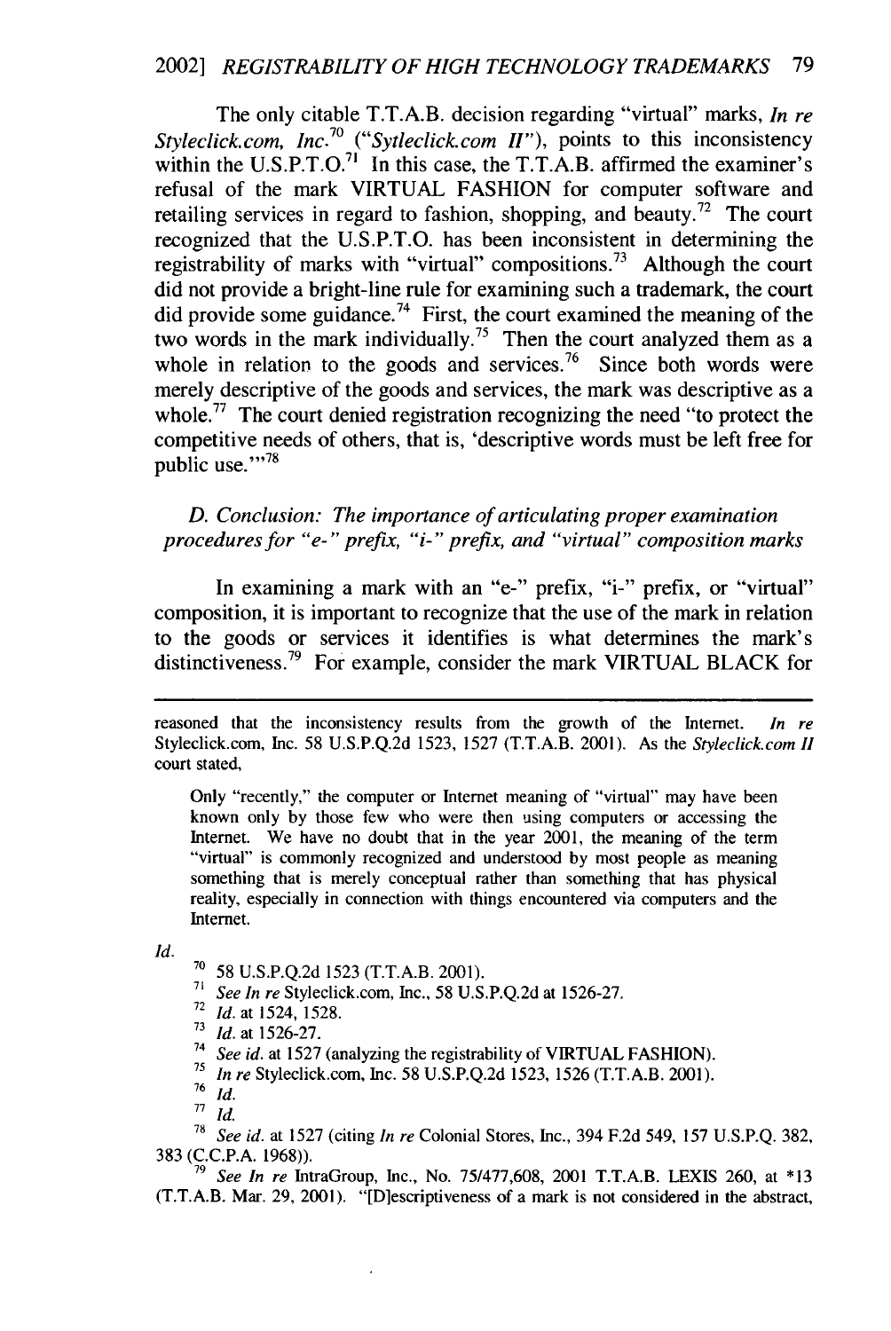The only citable T.T.A.B. decision regarding "virtual" marks, *In re Styleclick.com, Inc.*[70] ("*Sytleclick.com II*"), points to this inconsistency within the U.S.P.T.O.[71] In this case, the T.T.A.B. affirmed the examiner's refusal of the mark VIRTUAL FASHION for computer software and retailing services in regard to fashion, shopping, and beauty.[72] The court recognized that the U.S.P.T.O. has been inconsistent in determining the registrability of marks with "virtual" compositions.[73] Although the court did not provide a bright-line rule for examining such a trademark, the court did provide some guidance.[74] First, the court examined the meaning of the two words in the mark individually.[75] Then the court analyzed them as a whole in relation to the goods and services.[76] Since both words were merely descriptive of the goods and services, the mark was descriptive as a whole.[77] The court denied registration recognizing the need "to protect the competitive needs of others, that is, 'descriptive words must be left free for public use.'"[78]

### *D. Conclusion: The importance of articulating proper examination procedures for "e-" prefix, "i-" prefix, and "virtual" composition marks*

In examining a mark with an "e-" prefix, "i-" prefix, or "virtual" composition, it is important to recognize that the use of the mark in relation to the goods or services it identifies is what determines the mark's distinctiveness.[79] For example, consider the mark VIRTUAL BLACK for

---

reasoned that the inconsistency results from the growth of the Internet. *In re* Styleclick.com, Inc. 58 U.S.P.Q.2d 1523, 1527 (T.T.A.B. 2001). As the *Styleclick.com II* court stated,

> Only "recently," the computer or Internet meaning of "virtual" may have been known only by those few who were then using computers or accessing the Internet. We have no doubt that in the year 2001, the meaning of the term "virtual" is commonly recognized and understood by most people as meaning something that is merely conceptual rather than something that has physical reality, especially in connection with things encountered via computers and the Internet.

*Id.*

[70] 58 U.S.P.Q.2d 1523 (T.T.A.B. 2001).

[71] *See In re* Styleclick.com, Inc., 58 U.S.P.Q.2d at 1526-27.

[72] *Id.* at 1524, 1528.

[73] *Id.* at 1526-27.

[74] *See id.* at 1527 (analyzing the registrability of VIRTUAL FASHION).

[75] *In re* Styleclick.com, Inc. 58 U.S.P.Q.2d 1523, 1526 (T.T.A.B. 2001).

[76] *Id.*

[77] *Id.*

[78] *See id.* at 1527 (citing *In re* Colonial Stores, Inc., 394 F.2d 549, 157 U.S.P.Q. 382, 383 (C.C.P.A. 1968)).

[79] *See In re* IntraGroup, Inc., No. 75/477,608, 2001 T.T.A.B. LEXIS 260, at *13 (T.T.A.B. Mar. 29, 2001). "[D]escriptiveness of a mark is not considered in the abstract,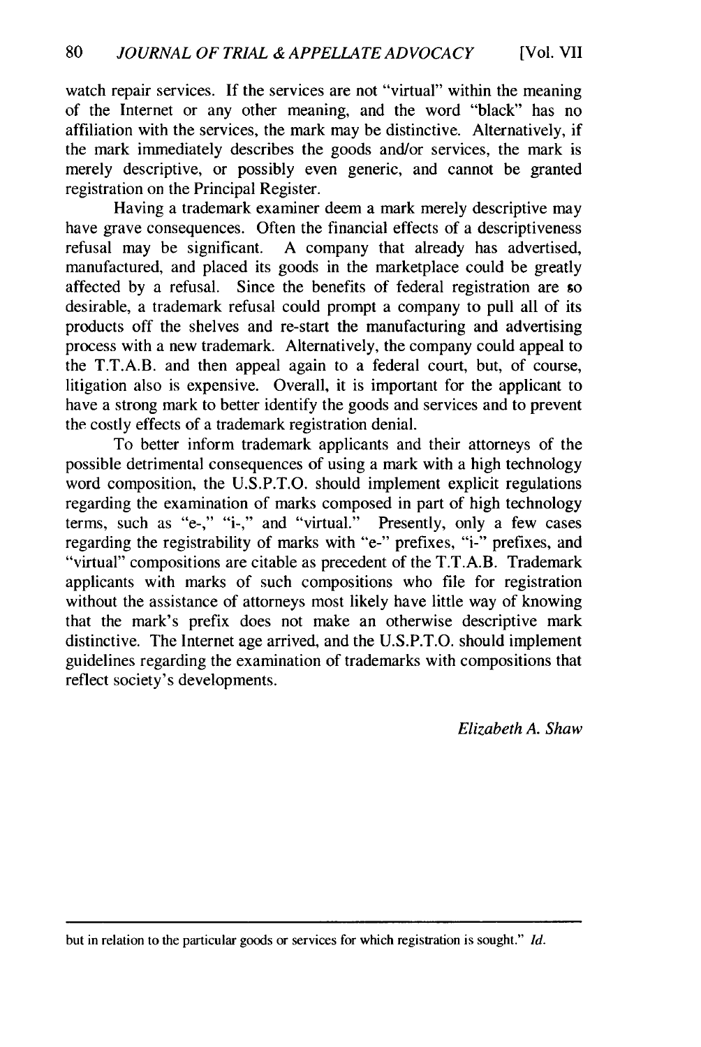watch repair services. If the services are not "virtual" within the meaning of the Internet or any other meaning, and the word "black" has no affiliation with the services, the mark may be distinctive. Alternatively, if the mark immediately describes the goods and/or services, the mark is merely descriptive, or possibly even generic, and cannot be granted registration on the Principal Register.

Having a trademark examiner deem a mark merely descriptive may have grave consequences. Often the financial effects of a descriptiveness refusal may be significant. A company that already has advertised, manufactured, and placed its goods in the marketplace could be greatly affected by a refusal. Since the benefits of federal registration are so desirable, a trademark refusal could prompt a company to pull all of its products off the shelves and re-start the manufacturing and advertising process with a new trademark. Alternatively, the company could appeal to the T.T.A.B. and then appeal again to a federal court, but, of course, litigation also is expensive. Overall, it is important for the applicant to have a strong mark to better identify the goods and services and to prevent the costly effects of a trademark registration denial.

To better inform trademark applicants and their attorneys of the possible detrimental consequences of using a mark with a high technology word composition, the U.S.P.T.O. should implement explicit regulations regarding the examination of marks composed in part of high technology terms, such as "e-," "i-," and "virtual." Presently, only a few cases regarding the registrability of marks with "e-" prefixes, "i-" prefixes, and "virtual" compositions are citable as precedent of the T.T.A.B. Trademark applicants with marks of such compositions who file for registration without the assistance of attorneys most likely have little way of knowing that the mark's prefix does not make an otherwise descriptive mark distinctive. The Internet age arrived, and the U.S.P.T.O. should implement guidelines regarding the examination of trademarks with compositions that reflect society's developments.

*Elizabeth A. Shaw*

---

but in relation to the particular goods or services for which registration is sought." *Id.*